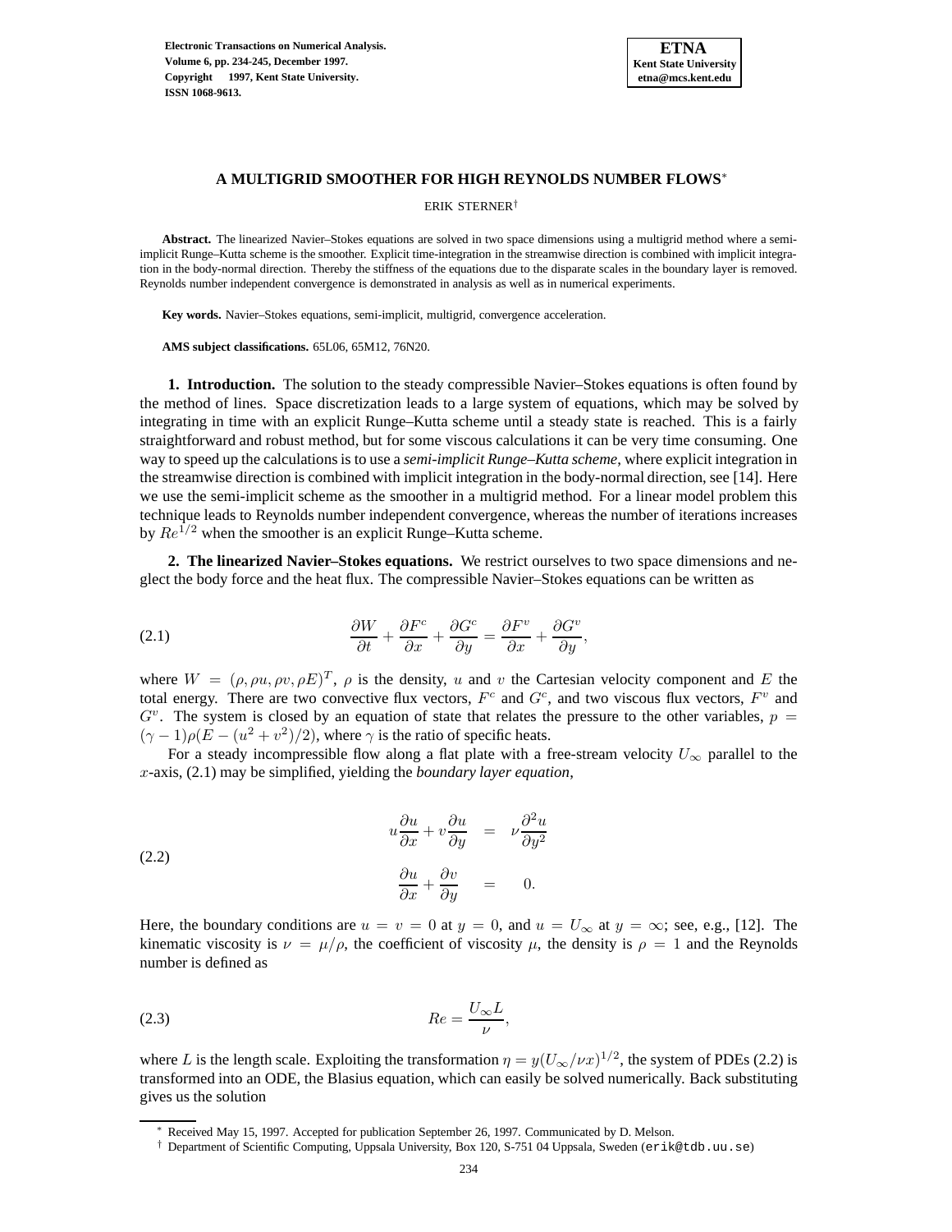# A MULTIGRID SMOOTHER FOR HIGH REYNOLDS NUMBER FLOWS*

ERIK STERNER†

**Abstract.** The linearized Navier–Stokes equations are solved in two space dimensions using a multigrid method where a semi-implicit Runge–Kutta scheme is the smoother. Explicit time-integration in the streamwise direction is combined with implicit integration in the body-normal direction. Thereby the stiffness of the equations due to the disparate scales in the boundary layer is removed. Reynolds number independent convergence is demonstrated in analysis as well as in numerical experiments.

**Key words.** Navier–Stokes equations, semi-implicit, multigrid, convergence acceleration.

**AMS subject classifications.** 65L06, 65M12, 76N20.

## 1. Introduction.

The solution to the steady compressible Navier–Stokes equations is often found by the method of lines. Space discretization leads to a large system of equations, which may be solved by integrating in time with an explicit Runge–Kutta scheme until a steady state is reached. This is a fairly straightforward and robust method, but for some viscous calculations it can be very time consuming. One way to speed up the calculations is to use a *semi-implicit Runge–Kutta scheme*, where explicit integration in the streamwise direction is combined with implicit integration in the body-normal direction, see [14]. Here we use the semi-implicit scheme as the smoother in a multigrid method. For a linear model problem this technique leads to Reynolds number independent convergence, whereas the number of iterations increases by $Re^{1/2}$ when the smoother is an explicit Runge–Kutta scheme.

## 2. The linearized Navier–Stokes equations.

We restrict ourselves to two space dimensions and neglect the body force and the heat flux. The compressible Navier–Stokes equations can be written as

$$\frac{\partial W}{\partial t} + \frac{\partial F^c}{\partial x} + \frac{\partial G^c}{\partial y} = \frac{\partial F^v}{\partial x} + \frac{\partial G^v}{\partial y}, \tag{2.1}$$

where $W = (\rho, \rho u, \rho v, \rho E)^T$, $\rho$ is the density, $u$ and $v$ the Cartesian velocity component and $E$ the total energy. There are two convective flux vectors, $F^c$ and $G^c$, and two viscous flux vectors, $F^v$ and $G^v$. The system is closed by an equation of state that relates the pressure to the other variables, $p = (\gamma - 1)\rho(E - (u^2 + v^2)/2)$, where $\gamma$ is the ratio of specific heats.

For a steady incompressible flow along a flat plate with a free-stream velocity $U_\infty$ parallel to the $x$-axis, (2.1) may be simplified, yielding the *boundary layer equation*,

$$\begin{aligned} u\frac{\partial u}{\partial x} + v\frac{\partial u}{\partial y} &= \nu\frac{\partial^2 u}{\partial y^2} \\ \frac{\partial u}{\partial x} + \frac{\partial v}{\partial y} &= 0. \end{aligned} \tag{2.2}$$

Here, the boundary conditions are $u = v = 0$ at $y = 0$, and $u = U_\infty$ at $y = \infty$; see, e.g., [12]. The kinematic viscosity is $\nu = \mu/\rho$, the coefficient of viscosity $\mu$, the density is $\rho = 1$ and the Reynolds number is defined as

$$Re = \frac{U_\infty L}{\nu}, \tag{2.3}$$

where $L$ is the length scale. Exploiting the transformation $\eta = y(U_\infty/\nu x)^{1/2}$, the system of PDEs (2.2) is transformed into an ODE, the Blasius equation, which can easily be solved numerically. Back substituting gives us the solution

---

\* Received May 15, 1997. Accepted for publication September 26, 1997. Communicated by D. Melson.

† Department of Scientific Computing, Uppsala University, Box 120, S-751 04 Uppsala, Sweden (erik@tdb.uu.se)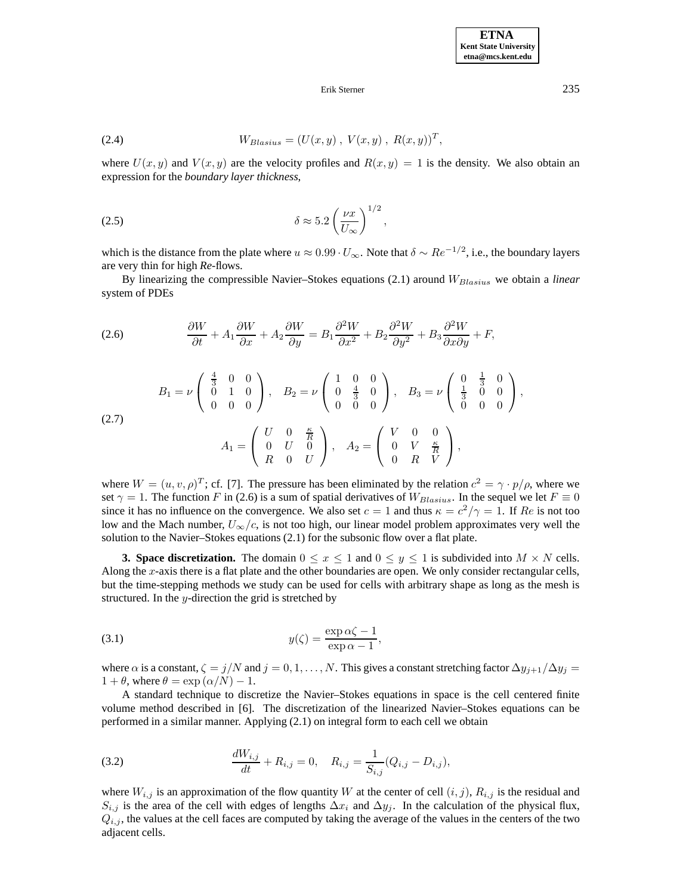$$W_{Blasius} = (U(x,y)\ ,\ V(x,y)\ ,\ R(x,y))^T, \tag{2.4}$$

where $U(x,y)$ and $V(x,y)$ are the velocity profiles and $R(x,y) = 1$ is the density. We also obtain an expression for the *boundary layer thickness*,

$$\delta \approx 5.2 \left( \frac{\nu x}{U_\infty} \right)^{1/2}, \tag{2.5}$$

which is the distance from the plate where $u \approx 0.99 \cdot U_\infty$. Note that $\delta \sim Re^{-1/2}$, i.e., the boundary layers are very thin for high *Re*-flows.

By linearizing the compressible Navier–Stokes equations (2.1) around $W_{Blasius}$ we obtain a *linear* system of PDEs

$$\frac{\partial W}{\partial t} + A_1 \frac{\partial W}{\partial x} + A_2 \frac{\partial W}{\partial y} = B_1 \frac{\partial^2 W}{\partial x^2} + B_2 \frac{\partial^2 W}{\partial y^2} + B_3 \frac{\partial^2 W}{\partial x \partial y} + F, \tag{2.6}$$

$$\begin{aligned} B_1 &= \nu \begin{pmatrix} \frac{4}{3} & 0 & 0 \\ 0 & 1 & 0 \\ 0 & 0 & 0 \end{pmatrix}, \quad B_2 = \nu \begin{pmatrix} 1 & 0 & 0 \\ 0 & \frac{4}{3} & 0 \\ 0 & 0 & 0 \end{pmatrix}, \quad B_3 = \nu \begin{pmatrix} 0 & \frac{1}{3} & 0 \\ \frac{1}{3} & 0 & 0 \\ 0 & 0 & 0 \end{pmatrix}, \\ A_1 &= \begin{pmatrix} U & 0 & \frac{\kappa}{R} \\ 0 & U & 0 \\ R & 0 & U \end{pmatrix}, \quad A_2 = \begin{pmatrix} V & 0 & 0 \\ 0 & V & \frac{\kappa}{R} \\ 0 & R & V \end{pmatrix}, \end{aligned} \tag{2.7}$$

where $W = (u, v, \rho)^T$; cf. [7]. The pressure has been eliminated by the relation $c^2 = \gamma \cdot p/\rho$, where we set $\gamma = 1$. The function $F$ in (2.6) is a sum of spatial derivatives of $W_{Blasius}$. In the sequel we let $F \equiv 0$ since it has no influence on the convergence. We also set $c = 1$ and thus $\kappa = c^2/\gamma = 1$. If $Re$ is not too low and the Mach number, $U_\infty/c$, is not too high, our linear model problem approximates very well the solution to the Navier–Stokes equations (2.1) for the subsonic flow over a flat plate.

**3. Space discretization.** The domain $0 \leq x \leq 1$ and $0 \leq y \leq 1$ is subdivided into $M \times N$ cells. Along the $x$-axis there is a flat plate and the other boundaries are open. We only consider rectangular cells, but the time-stepping methods we study can be used for cells with arbitrary shape as long as the mesh is structured. In the $y$-direction the grid is stretched by

$$y(\zeta) = \frac{\exp \alpha\zeta - 1}{\exp \alpha - 1}, \tag{3.1}$$

where $\alpha$ is a constant, $\zeta = j/N$ and $j = 0, 1, \ldots, N$. This gives a constant stretching factor $\Delta y_{j+1}/\Delta y_j = 1 + \theta$, where $\theta = \exp(\alpha/N) - 1$.

A standard technique to discretize the Navier–Stokes equations in space is the cell centered finite volume method described in [6]. The discretization of the linearized Navier–Stokes equations can be performed in a similar manner. Applying (2.1) on integral form to each cell we obtain

$$\frac{dW_{i,j}}{dt} + R_{i,j} = 0, \quad R_{i,j} = \frac{1}{S_{i,j}}(Q_{i,j} - D_{i,j}), \tag{3.2}$$

where $W_{i,j}$ is an approximation of the flow quantity $W$ at the center of cell $(i,j)$, $R_{i,j}$ is the residual and $S_{i,j}$ is the area of the cell with edges of lengths $\Delta x_i$ and $\Delta y_j$. In the calculation of the physical flux, $Q_{i,j}$, the values at the cell faces are computed by taking the average of the values in the centers of the two adjacent cells.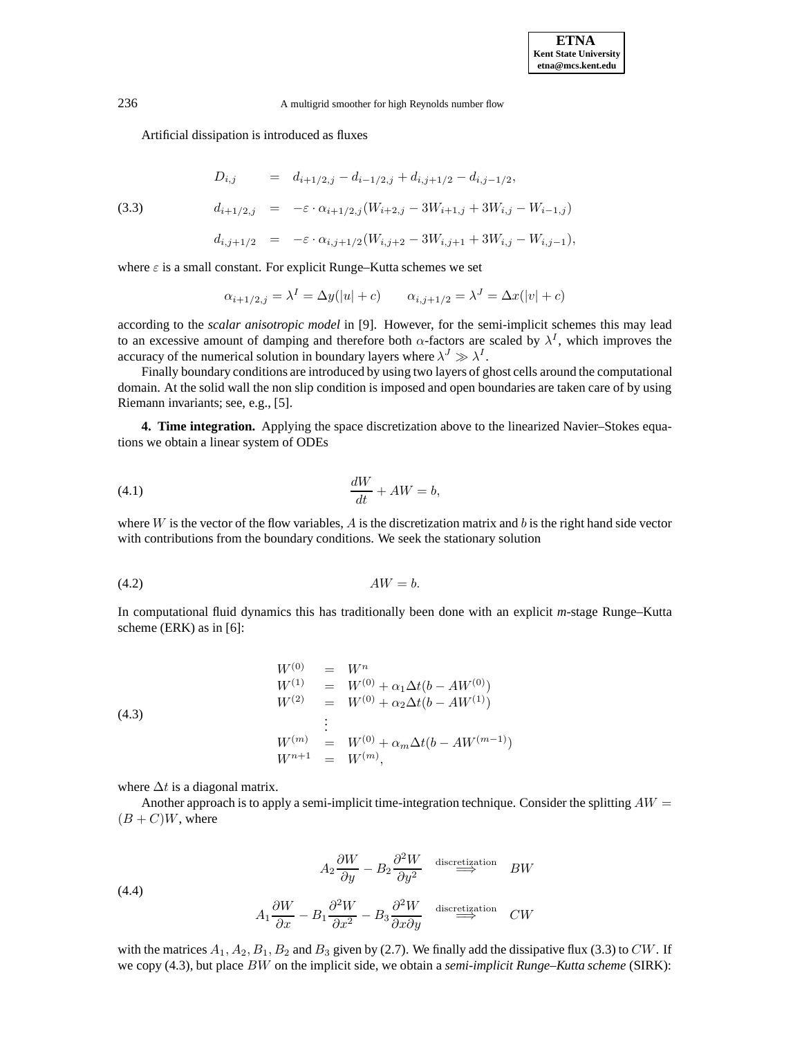Artificial dissipation is introduced as fluxes

$$
\begin{aligned}
D_{i,j} &= d_{i+1/2,j} - d_{i-1/2,j} + d_{i,j+1/2} - d_{i,j-1/2}, \\
d_{i+1/2,j} &= -\varepsilon \cdot \alpha_{i+1/2,j}(W_{i+2,j} - 3W_{i+1,j} + 3W_{i,j} - W_{i-1,j}) \qquad (3.3)\\
d_{i,j+1/2} &= -\varepsilon \cdot \alpha_{i,j+1/2}(W_{i,j+2} - 3W_{i,j+1} + 3W_{i,j} - W_{i,j-1}),
\end{aligned}
$$

where $\varepsilon$ is a small constant. For explicit Runge–Kutta schemes we set

$$
\alpha_{i+1/2,j} = \lambda^I = \Delta y(|u| + c) \qquad \alpha_{i,j+1/2} = \lambda^J = \Delta x(|v| + c)
$$

according to the *scalar anisotropic model* in [9]. However, for the semi-implicit schemes this may lead to an excessive amount of damping and therefore both $\alpha$-factors are scaled by $\lambda^I$, which improves the accuracy of the numerical solution in boundary layers where $\lambda^J \gg \lambda^I$.

Finally boundary conditions are introduced by using two layers of ghost cells around the computational domain. At the solid wall the non slip condition is imposed and open boundaries are taken care of by using Riemann invariants; see, e.g., [5].

**4. Time integration.** Applying the space discretization above to the linearized Navier–Stokes equations we obtain a linear system of ODEs

$$
\frac{dW}{dt} + AW = b, \qquad (4.1)
$$

where $W$ is the vector of the flow variables, $A$ is the discretization matrix and $b$ is the right hand side vector with contributions from the boundary conditions. We seek the stationary solution

$$
AW = b. \qquad (4.2)
$$

In computational fluid dynamics this has traditionally been done with an explicit *m*-stage Runge–Kutta scheme (ERK) as in [6]:

$$
\begin{aligned}
W^{(0)} &= W^n \\
W^{(1)} &= W^{(0)} + \alpha_1 \Delta t(b - AW^{(0)}) \\
W^{(2)} &= W^{(0)} + \alpha_2 \Delta t(b - AW^{(1)}) \\
&\vdots \qquad\qquad\qquad\qquad\qquad\qquad (4.3)\\
W^{(m)} &= W^{(0)} + \alpha_m \Delta t(b - AW^{(m-1)}) \\
W^{n+1} &= W^{(m)},
\end{aligned}
$$

where $\Delta t$ is a diagonal matrix.

Another approach is to apply a semi-implicit time-integration technique. Consider the splitting $AW = (B + C)W$, where

$$
\begin{aligned}
A_2 \frac{\partial W}{\partial y} - B_2 \frac{\partial^2 W}{\partial y^2} &\overset{\text{discretization}}{\Longrightarrow} BW \\
A_1 \frac{\partial W}{\partial x} - B_1 \frac{\partial^2 W}{\partial x^2} - B_3 \frac{\partial^2 W}{\partial x \partial y} &\overset{\text{discretization}}{\Longrightarrow} CW
\end{aligned} \qquad (4.4)
$$

with the matrices $A_1, A_2, B_1, B_2$ and $B_3$ given by (2.7). We finally add the dissipative flux (3.3) to $CW$. If we copy (4.3), but place $BW$ on the implicit side, we obtain a *semi-implicit Runge–Kutta scheme* (SIRK):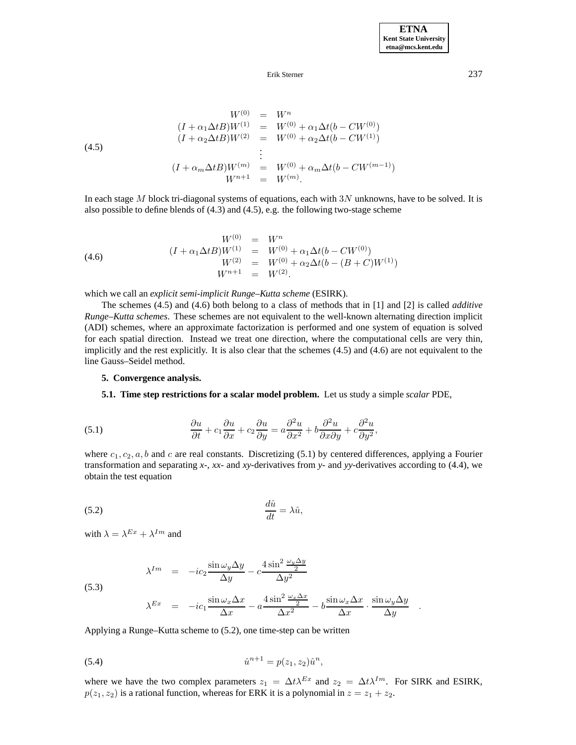$$
\begin{array}{rcl}
W^{(0)} & = & W^n \\
(I+\alpha_1\Delta t B)W^{(1)} & = & W^{(0)}+\alpha_1\Delta t(b-CW^{(0)}) \\
(I+\alpha_2\Delta t B)W^{(2)} & = & W^{(0)}+\alpha_2\Delta t(b-CW^{(1)}) \\
 & \vdots & \\
(I+\alpha_m\Delta t B)W^{(m)} & = & W^{(0)}+\alpha_m\Delta t(b-CW^{(m-1)}) \\
W^{n+1} & = & W^{(m)}.
\end{array}
\tag{4.5}
$$

In each stage $M$ block tri-diagonal systems of equations, each with $3N$ unknowns, have to be solved. It is also possible to define blends of (4.3) and (4.5), e.g. the following two-stage scheme

$$
\begin{array}{rcl}
W^{(0)} & = & W^n \\
(I+\alpha_1\Delta t B)W^{(1)} & = & W^{(0)}+\alpha_1\Delta t(b-CW^{(0)}) \\
W^{(2)} & = & W^{(0)}+\alpha_2\Delta t(b-(B+C)W^{(1)}) \\
W^{n+1} & = & W^{(2)}.
\end{array}
\tag{4.6}
$$

which we call an *explicit semi-implicit Runge–Kutta scheme* (ESIRK).

The schemes (4.5) and (4.6) both belong to a class of methods that in [1] and [2] is called *additive Runge–Kutta schemes*. These schemes are not equivalent to the well-known alternating direction implicit (ADI) schemes, where an approximate factorization is performed and one system of equation is solved for each spatial direction. Instead we treat one direction, where the computational cells are very thin, implicitly and the rest explicitly. It is also clear that the schemes (4.5) and (4.6) are not equivalent to the line Gauss–Seidel method.

## 5. Convergence analysis.

### 5.1. Time step restrictions for a scalar model problem.

Let us study a simple *scalar* PDE,

$$
\frac{\partial u}{\partial t}+c_1\frac{\partial u}{\partial x}+c_2\frac{\partial u}{\partial y}=a\frac{\partial^2 u}{\partial x^2}+b\frac{\partial^2 u}{\partial x\partial y}+c\frac{\partial^2 u}{\partial y^2},
\tag{5.1}
$$

where $c_1, c_2, a, b$ and $c$ are real constants. Discretizing (5.1) by centered differences, applying a Fourier transformation and separating *x*-, *xx*- and *xy*-derivatives from *y*- and *yy*-derivatives according to (4.4), we obtain the test equation

$$
\frac{d\hat{u}}{dt}=\lambda\hat{u},
\tag{5.2}
$$

with $\lambda=\lambda^{Ex}+\lambda^{Im}$ and

$$
\begin{array}{rcl}
\lambda^{Im} & = & -ic_2\dfrac{\sin\omega_y\Delta y}{\Delta y}-c\dfrac{4\sin^2\frac{\omega_y\Delta y}{2}}{\Delta y^2} \\[2ex]
\lambda^{Ex} & = & -ic_1\dfrac{\sin\omega_x\Delta x}{\Delta x}-a\dfrac{4\sin^2\frac{\omega_x\Delta x}{2}}{\Delta x^2}-b\dfrac{\sin\omega_x\Delta x}{\Delta x}\cdot\dfrac{\sin\omega_y\Delta y}{\Delta y}
\end{array}
\tag{5.3}
$$

Applying a Runge–Kutta scheme to (5.2), one time-step can be written

$$
\hat{u}^{n+1}=p(z_1,z_2)\hat{u}^n,
\tag{5.4}
$$

where we have the two complex parameters $z_1=\Delta t\lambda^{Ex}$ and $z_2=\Delta t\lambda^{Im}$. For SIRK and ESIRK, $p(z_1,z_2)$ is a rational function, whereas for ERK it is a polynomial in $z=z_1+z_2$.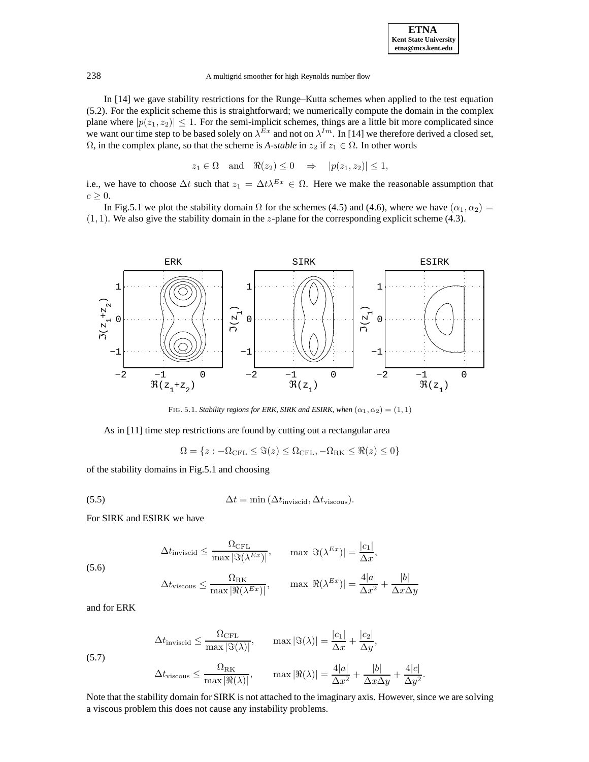In [14] we gave stability restrictions for the Runge–Kutta schemes when applied to the test equation (5.2). For the explicit scheme this is straightforward; we numerically compute the domain in the complex plane where $|p(z_1, z_2)| \leq 1$. For the semi-implicit schemes, things are a little bit more complicated since we want our time step to be based solely on $\lambda^{Ex}$ and not on $\lambda^{Im}$. In [14] we therefore derived a closed set, $\Omega$, in the complex plane, so that the scheme is *A-stable* in $z_2$ if $z_1 \in \Omega$. In other words

$$z_1 \in \Omega \quad \text{and} \quad \Re(z_2) \leq 0 \quad \Rightarrow \quad |p(z_1, z_2)| \leq 1,$$

i.e., we have to choose $\Delta t$ such that $z_1 = \Delta t \lambda^{Ex} \in \Omega$. Here we make the reasonable assumption that $c \geq 0$.

In Fig.5.1 we plot the stability domain $\Omega$ for the schemes (4.5) and (4.6), where we have $(\alpha_1, \alpha_2) = (1, 1)$. We also give the stability domain in the $z$-plane for the corresponding explicit scheme (4.3).

FIG. 5.1. *Stability regions for ERK, SIRK and ESIRK, when* $(\alpha_1, \alpha_2) = (1, 1)$

As in [11] time step restrictions are found by cutting out a rectangular area

$$\Omega = \{z : -\Omega_{\text{CFL}} \leq \Im(z) \leq \Omega_{\text{CFL}}, -\Omega_{\text{RK}} \leq \Re(z) \leq 0\}$$

of the stability domains in Fig.5.1 and choosing

$$\Delta t = \min\left(\Delta t_{\text{inviscid}}, \Delta t_{\text{viscous}}\right). \tag{5.5}$$

For SIRK and ESIRK we have

$$\begin{aligned}
\Delta t_{\text{inviscid}} &\leq \frac{\Omega_{\text{CFL}}}{\max|\Im(\lambda^{Ex})|}, \qquad \max|\Im(\lambda^{Ex})| = \frac{|c_1|}{\Delta x}, \\
\Delta t_{\text{viscous}} &\leq \frac{\Omega_{\text{RK}}}{\max|\Re(\lambda^{Ex})|}, \qquad \max|\Re(\lambda^{Ex})| = \frac{4|a|}{\Delta x^2} + \frac{|b|}{\Delta x \Delta y}
\end{aligned} \tag{5.6}$$

and for ERK

$$\begin{aligned}
\Delta t_{\text{inviscid}} &\leq \frac{\Omega_{\text{CFL}}}{\max|\Im(\lambda)|}, \qquad \max|\Im(\lambda)| = \frac{|c_1|}{\Delta x} + \frac{|c_2|}{\Delta y}, \\
\Delta t_{\text{viscous}} &\leq \frac{\Omega_{\text{RK}}}{\max|\Re(\lambda)|}, \qquad \max|\Re(\lambda)| = \frac{4|a|}{\Delta x^2} + \frac{|b|}{\Delta x \Delta y} + \frac{4|c|}{\Delta y^2}.
\end{aligned} \tag{5.7}$$

Note that the stability domain for SIRK is not attached to the imaginary axis. However, since we are solving a viscous problem this does not cause any instability problems.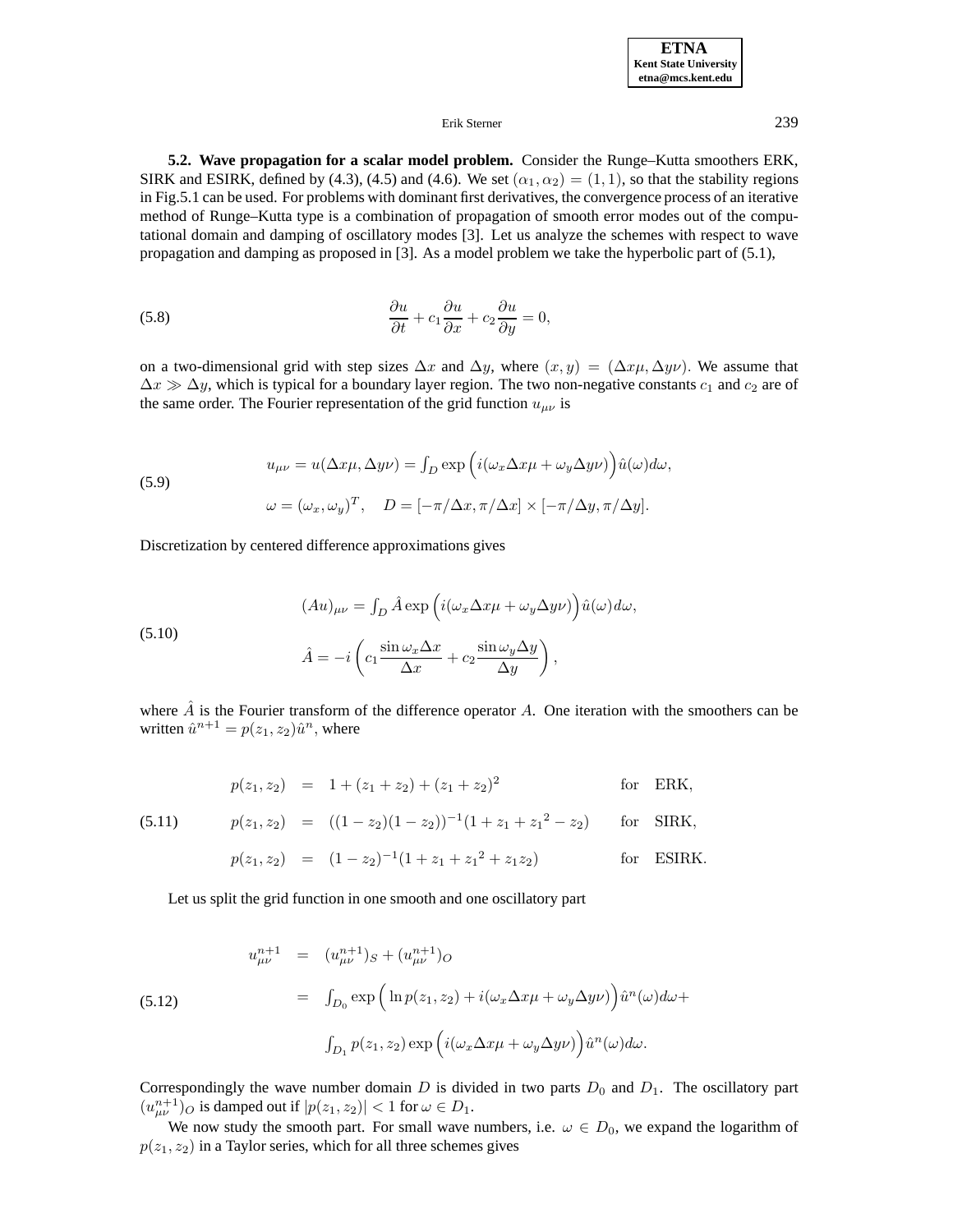**5.2. Wave propagation for a scalar model problem.** Consider the Runge–Kutta smoothers ERK, SIRK and ESIRK, defined by (4.3), (4.5) and (4.6). We set $(\alpha_1, \alpha_2) = (1, 1)$, so that the stability regions in Fig.5.1 can be used. For problems with dominant first derivatives, the convergence process of an iterative method of Runge–Kutta type is a combination of propagation of smooth error modes out of the computational domain and damping of oscillatory modes [3]. Let us analyze the schemes with respect to wave propagation and damping as proposed in [3]. As a model problem we take the hyperbolic part of (5.1),

$$\frac{\partial u}{\partial t} + c_1 \frac{\partial u}{\partial x} + c_2 \frac{\partial u}{\partial y} = 0, \tag{5.8}$$

on a two-dimensional grid with step sizes $\Delta x$ and $\Delta y$, where $(x, y) = (\Delta x \mu, \Delta y \nu)$. We assume that $\Delta x \gg \Delta y$, which is typical for a boundary layer region. The two non-negative constants $c_1$ and $c_2$ are of the same order. The Fourier representation of the grid function $u_{\mu\nu}$ is

$$\begin{aligned} u_{\mu\nu} &= u(\Delta x \mu, \Delta y \nu) = \int_D \exp\Big(i(\omega_x \Delta x \mu + \omega_y \Delta y \nu)\Big) \hat{u}(\omega) d\omega, \\ \omega &= (\omega_x, \omega_y)^T, \quad D = [-\pi/\Delta x, \pi/\Delta x] \times [-\pi/\Delta y, \pi/\Delta y]. \end{aligned} \tag{5.9}$$

Discretization by centered difference approximations gives

$$\begin{aligned} (Au)_{\mu\nu} &= \int_D \hat{A} \exp\Big(i(\omega_x \Delta x \mu + \omega_y \Delta y \nu)\Big) \hat{u}(\omega) d\omega, \\ \hat{A} &= -i\left(c_1 \frac{\sin \omega_x \Delta x}{\Delta x} + c_2 \frac{\sin \omega_y \Delta y}{\Delta y}\right), \end{aligned} \tag{5.10}$$

where $\hat{A}$ is the Fourier transform of the difference operator $A$. One iteration with the smoothers can be written $\hat{u}^{n+1} = p(z_1, z_2)\hat{u}^n$, where

$$\begin{aligned} p(z_1, z_2) &= 1 + (z_1 + z_2) + (z_1 + z_2)^2 && \text{for ERK,} \\ p(z_1, z_2) &= ((1 - z_2)(1 - z_2))^{-1}(1 + z_1 + {z_1}^2 - z_2) && \text{for SIRK,} \\ p(z_1, z_2) &= (1 - z_2)^{-1}(1 + z_1 + {z_1}^2 + z_1 z_2) && \text{for ESIRK.} \end{aligned} \tag{5.11}$$

Let us split the grid function in one smooth and one oscillatory part

$$\begin{aligned} u_{\mu\nu}^{n+1} &= (u_{\mu\nu}^{n+1})_S + (u_{\mu\nu}^{n+1})_O \\ &= \int_{D_0} \exp\Big(\ln p(z_1, z_2) + i(\omega_x \Delta x \mu + \omega_y \Delta y \nu)\Big) \hat{u}^n(\omega) d\omega + \\ &\quad \int_{D_1} p(z_1, z_2) \exp\Big(i(\omega_x \Delta x \mu + \omega_y \Delta y \nu)\Big) \hat{u}^n(\omega) d\omega. \end{aligned} \tag{5.12}$$

Correspondingly the wave number domain $D$ is divided in two parts $D_0$ and $D_1$. The oscillatory part $(u_{\mu\nu}^{n+1})_O$ is damped out if $|p(z_1, z_2)| < 1$ for $\omega \in D_1$.

We now study the smooth part. For small wave numbers, i.e. $\omega \in D_0$, we expand the logarithm of $p(z_1, z_2)$ in a Taylor series, which for all three schemes gives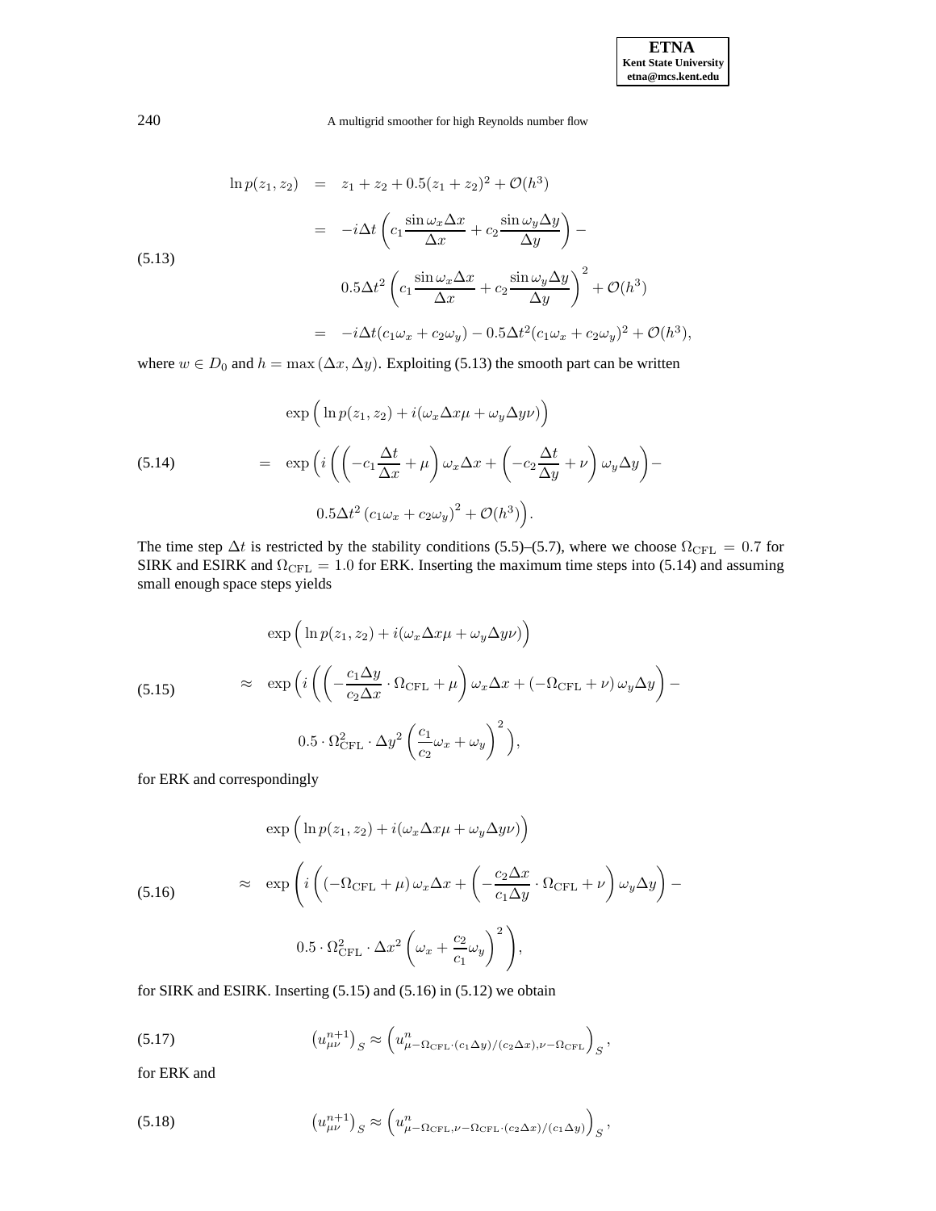$$
\begin{aligned}
\ln p(z_1, z_2) &= z_1 + z_2 + 0.5(z_1+z_2)^2 + \mathcal{O}(h^3) \\
&= -i\Delta t \left( c_1 \frac{\sin \omega_x \Delta x}{\Delta x} + c_2 \frac{\sin \omega_y \Delta y}{\Delta y} \right) - \\
&\qquad 0.5\Delta t^2 \left( c_1 \frac{\sin \omega_x \Delta x}{\Delta x} + c_2 \frac{\sin \omega_y \Delta y}{\Delta y} \right)^2 + \mathcal{O}(h^3) \\
&= -i\Delta t (c_1 \omega_x + c_2 \omega_y) - 0.5\Delta t^2 (c_1\omega_x + c_2\omega_y)^2 + \mathcal{O}(h^3),
\end{aligned}
\tag{5.13}
$$

where $w \in D_0$ and $h = \max(\Delta x, \Delta y)$. Exploiting (5.13) the smooth part can be written

$$
\begin{aligned}
&\exp\Big( \ln p(z_1, z_2) + i(\omega_x \Delta x \mu + \omega_y \Delta y \nu) \Big) \\
&= \exp\Big( i \Big( \Big( -c_1 \frac{\Delta t}{\Delta x} + \mu \Big) \omega_x \Delta x + \Big( -c_2 \frac{\Delta t}{\Delta y} + \nu \Big) \omega_y \Delta y \Big) - \\
&\qquad 0.5\Delta t^2 \left( c_1\omega_x + c_2\omega_y \right)^2 + \mathcal{O}(h^3) \Big).
\end{aligned}
\tag{5.14}
$$

The time step $\Delta t$ is restricted by the stability conditions (5.5)–(5.7), where we choose $\Omega_{\mathrm{CFL}} = 0.7$ for SIRK and ESIRK and $\Omega_{\mathrm{CFL}} = 1.0$ for ERK. Inserting the maximum time steps into (5.14) and assuming small enough space steps yields

$$
\begin{aligned}
&\exp\Big( \ln p(z_1, z_2) + i(\omega_x \Delta x \mu + \omega_y \Delta y \nu) \Big) \\
&\approx \exp\Big( i \Big( \Big( -\frac{c_1 \Delta y}{c_2 \Delta x} \cdot \Omega_{\mathrm{CFL}} + \mu \Big) \omega_x \Delta x + \left( -\Omega_{\mathrm{CFL}} + \nu \right) \omega_y \Delta y \Big) - \\
&\qquad 0.5 \cdot \Omega_{\mathrm{CFL}}^2 \cdot \Delta y^2 \left( \frac{c_1}{c_2}\omega_x + \omega_y \right)^2 \Big),
\end{aligned}
\tag{5.15}
$$

for ERK and correspondingly

$$
\begin{aligned}
&\exp\Big( \ln p(z_1, z_2) + i(\omega_x \Delta x \mu + \omega_y \Delta y \nu) \Big) \\
&\approx \exp\left( i \left( \left( -\Omega_{\mathrm{CFL}} + \mu \right) \omega_x \Delta x + \left( -\frac{c_2 \Delta x}{c_1 \Delta y} \cdot \Omega_{\mathrm{CFL}} + \nu \right) \omega_y \Delta y \right) - \right. \\
&\qquad \left. 0.5 \cdot \Omega_{\mathrm{CFL}}^2 \cdot \Delta x^2 \left( \omega_x + \frac{c_2}{c_1}\omega_y \right)^2 \right),
\end{aligned}
\tag{5.16}
$$

for SIRK and ESIRK. Inserting (5.15) and (5.16) in (5.12) we obtain

$$
\left(u_{\mu\nu}^{n+1}\right)_S \approx \left( u^n_{\mu - \Omega_{\mathrm{CFL}} \cdot (c_1 \Delta y)/(c_2 \Delta x), \nu - \Omega_{\mathrm{CFL}}} \right)_S, \tag{5.17}
$$

for ERK and

$$
\left(u_{\mu\nu}^{n+1}\right)_S \approx \left( u^n_{\mu - \Omega_{\mathrm{CFL}}, \nu - \Omega_{\mathrm{CFL}} \cdot (c_2 \Delta x)/(c_1 \Delta y)} \right)_S, \tag{5.18}
$$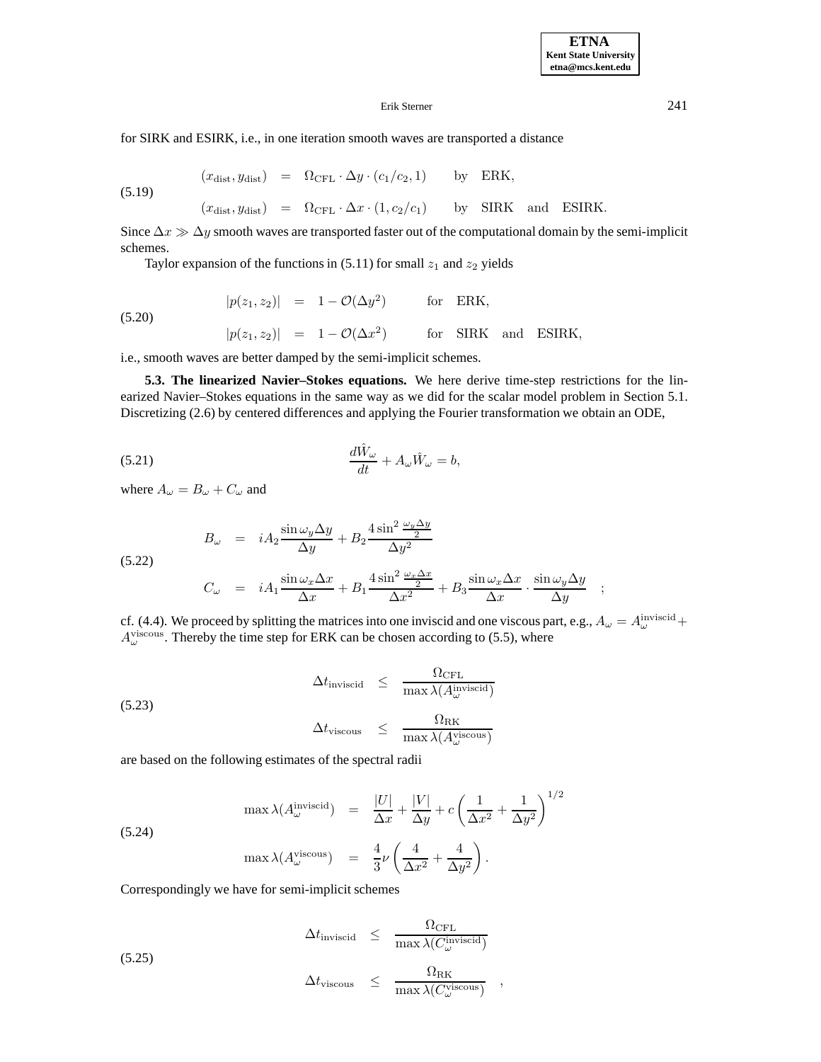for SIRK and ESIRK, i.e., in one iteration smooth waves are transported a distance

$$
\begin{aligned}
(x_{\text{dist}}, y_{\text{dist}}) &= \Omega_{\text{CFL}} \cdot \Delta y \cdot (c_1/c_2, 1) \qquad \text{by} \quad \text{ERK}, \\
(x_{\text{dist}}, y_{\text{dist}}) &= \Omega_{\text{CFL}} \cdot \Delta x \cdot (1, c_2/c_1) \qquad \text{by} \quad \text{SIRK} \quad \text{and} \quad \text{ESIRK}.
\end{aligned} \tag{5.19}
$$

Since $\Delta x \gg \Delta y$ smooth waves are transported faster out of the computational domain by the semi-implicit schemes.

Taylor expansion of the functions in (5.11) for small $z_1$ and $z_2$ yields

$$
\begin{aligned}
|p(z_1, z_2)| &= 1 - \mathcal{O}(\Delta y^2) \qquad \text{for} \quad \text{ERK}, \\
|p(z_1, z_2)| &= 1 - \mathcal{O}(\Delta x^2) \qquad \text{for} \quad \text{SIRK} \quad \text{and} \quad \text{ESIRK},
\end{aligned} \tag{5.20}
$$

i.e., smooth waves are better damped by the semi-implicit schemes.

**5.3. The linearized Navier–Stokes equations.** We here derive time-step restrictions for the linearized Navier–Stokes equations in the same way as we did for the scalar model problem in Section 5.1. Discretizing (2.6) by centered differences and applying the Fourier transformation we obtain an ODE,

$$
\frac{d\hat{W}_\omega}{dt} + A_\omega \hat{W}_\omega = b, \tag{5.21}
$$

where $A_\omega = B_\omega + C_\omega$ and

$$
\begin{aligned}
B_\omega &= iA_2 \frac{\sin \omega_y \Delta y}{\Delta y} + B_2 \frac{4 \sin^2 \frac{\omega_y \Delta y}{2}}{\Delta y^2} \\
C_\omega &= iA_1 \frac{\sin \omega_x \Delta x}{\Delta x} + B_1 \frac{4 \sin^2 \frac{\omega_x \Delta x}{2}}{\Delta x^2} + B_3 \frac{\sin \omega_x \Delta x}{\Delta x} \cdot \frac{\sin \omega_y \Delta y}{\Delta y} \quad ;
\end{aligned} \tag{5.22}
$$

cf. (4.4). We proceed by splitting the matrices into one inviscid and one viscous part, e.g., $A_\omega = A_\omega^{\text{inviscid}} + A_\omega^{\text{viscous}}$. Thereby the time step for ERK can be chosen according to (5.5), where

$$
\begin{aligned}
\Delta t_{\text{inviscid}} &\leq \frac{\Omega_{\text{CFL}}}{\max \lambda(A_\omega^{\text{inviscid}})} \\
\Delta t_{\text{viscous}} &\leq \frac{\Omega_{\text{RK}}}{\max \lambda(A_\omega^{\text{viscous}})}
\end{aligned} \tag{5.23}
$$

are based on the following estimates of the spectral radii

$$
\begin{aligned}
\max \lambda(A_\omega^{\text{inviscid}}) &= \frac{|U|}{\Delta x} + \frac{|V|}{\Delta y} + c \left( \frac{1}{\Delta x^2} + \frac{1}{\Delta y^2} \right)^{1/2} \\
\max \lambda(A_\omega^{\text{viscous}}) &= \frac{4}{3} \nu \left( \frac{4}{\Delta x^2} + \frac{4}{\Delta y^2} \right).
\end{aligned} \tag{5.24}
$$

Correspondingly we have for semi-implicit schemes

$$
\begin{aligned}
\Delta t_{\text{inviscid}} &\leq \frac{\Omega_{\text{CFL}}}{\max \lambda(C_\omega^{\text{inviscid}})} \\
\Delta t_{\text{viscous}} &\leq \frac{\Omega_{\text{RK}}}{\max \lambda(C_\omega^{\text{viscous}})} \quad ,
\end{aligned} \tag{5.25}
$$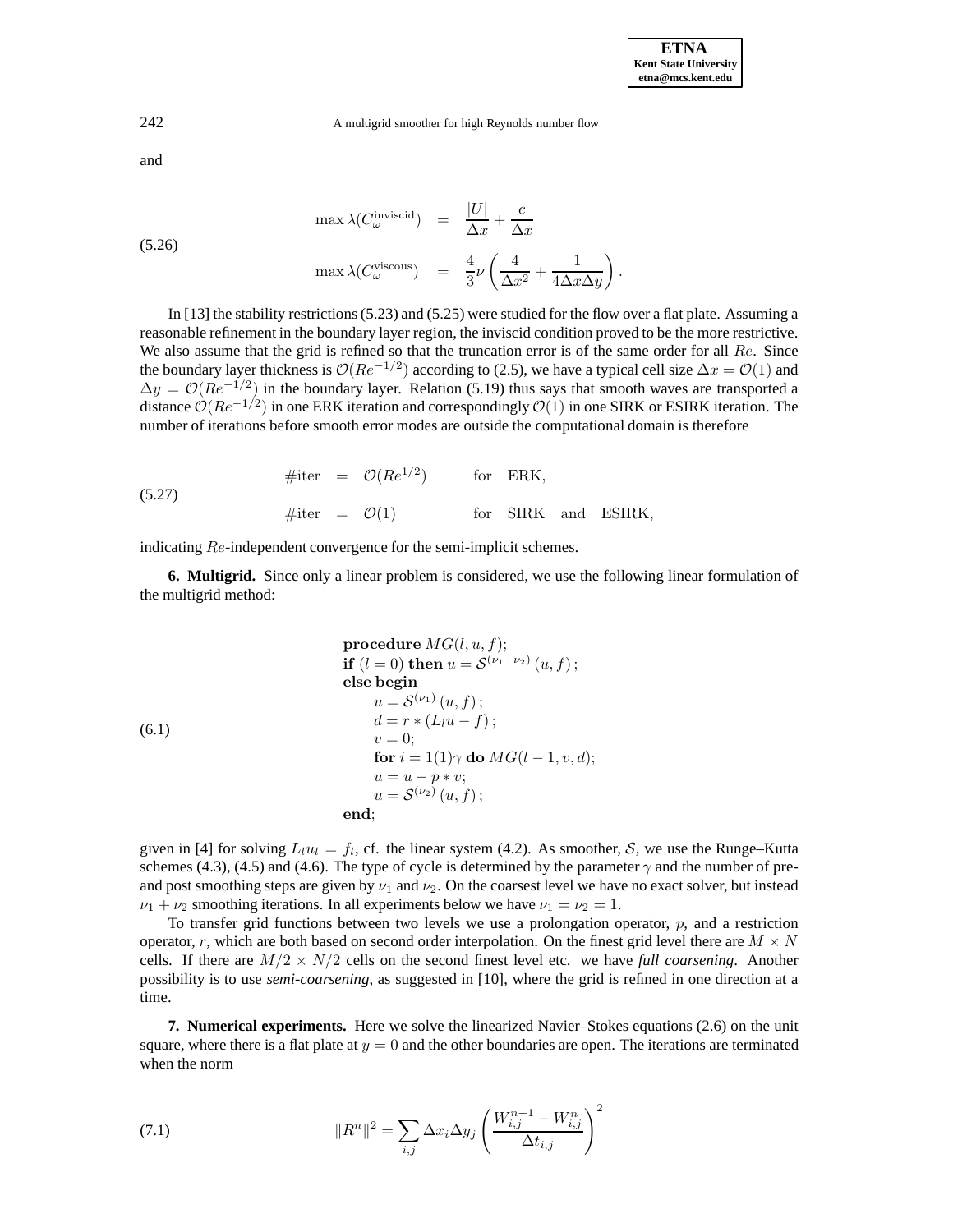and

$$
\begin{aligned}
\max \lambda(C_\omega^{\text{inviscid}}) &= \frac{|U|}{\Delta x} + \frac{c}{\Delta x} \\
\max \lambda(C_\omega^{\text{viscous}}) &= \frac{4}{3}\nu\left(\frac{4}{\Delta x^2} + \frac{1}{4\Delta x \Delta y}\right).
\end{aligned} \tag{5.26}
$$

In [13] the stability restrictions (5.23) and (5.25) were studied for the flow over a flat plate. Assuming a reasonable refinement in the boundary layer region, the inviscid condition proved to be the more restrictive. We also assume that the grid is refined so that the truncation error is of the same order for all $Re$. Since the boundary layer thickness is $\mathcal{O}(Re^{-1/2})$ according to (2.5), we have a typical cell size $\Delta x = \mathcal{O}(1)$ and $\Delta y = \mathcal{O}(Re^{-1/2})$ in the boundary layer. Relation (5.19) thus says that smooth waves are transported a distance $\mathcal{O}(Re^{-1/2})$ in one ERK iteration and correspondingly $\mathcal{O}(1)$ in one SIRK or ESIRK iteration. The number of iterations before smooth error modes are outside the computational domain is therefore

$$
\begin{aligned}
\#\text{iter} &= \mathcal{O}(Re^{1/2}) && \text{for ERK,} \\
\#\text{iter} &= \mathcal{O}(1) && \text{for SIRK and ESIRK,}
\end{aligned} \tag{5.27}
$$

indicating $Re$-independent convergence for the semi-implicit schemes.

**6. Multigrid.** Since only a linear problem is considered, we use the following linear formulation of the multigrid method:

$$
\begin{array}{l}
\textbf{procedure } MG(l, u, f); \\
\textbf{if } (l = 0) \textbf{ then } u = \mathcal{S}^{(\nu_1+\nu_2)}(u, f); \\
\textbf{else begin} \\
\quad u = \mathcal{S}^{(\nu_1)}(u, f); \\
\quad d = r * (L_l u - f); \\
\quad v = 0; \\
\quad \textbf{for } i = 1(1)\gamma \textbf{ do } MG(l-1, v, d); \\
\quad u = u - p * v; \\
\quad u = \mathcal{S}^{(\nu_2)}(u, f); \\
\textbf{end};
\end{array} \tag{6.1}
$$

given in [4] for solving $L_l u_l = f_l$, cf. the linear system (4.2). As smoother, $\mathcal{S}$, we use the Runge–Kutta schemes (4.3), (4.5) and (4.6). The type of cycle is determined by the parameter $\gamma$ and the number of pre- and post smoothing steps are given by $\nu_1$ and $\nu_2$. On the coarsest level we have no exact solver, but instead $\nu_1 + \nu_2$ smoothing iterations. In all experiments below we have $\nu_1 = \nu_2 = 1$.

To transfer grid functions between two levels we use a prolongation operator, $p$, and a restriction operator, $r$, which are both based on second order interpolation. On the finest grid level there are $M \times N$ cells. If there are $M/2 \times N/2$ cells on the second finest level etc. we have *full coarsening*. Another possibility is to use *semi-coarsening*, as suggested in [10], where the grid is refined in one direction at a time.

**7. Numerical experiments.** Here we solve the linearized Navier–Stokes equations (2.6) on the unit square, where there is a flat plate at $y = 0$ and the other boundaries are open. The iterations are terminated when the norm

$$
\|R^n\|^2 = \sum_{i,j} \Delta x_i \Delta y_j \left(\frac{W_{i,j}^{n+1} - W_{i,j}^n}{\Delta t_{i,j}}\right)^2 \tag{7.1}
$$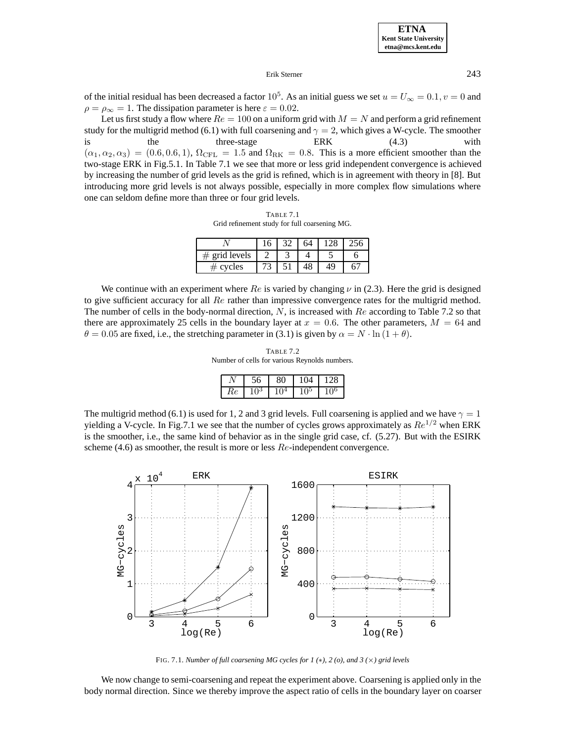of the initial residual has been decreased a factor $10^5$. As an initial guess we set $u = U_\infty = 0.1, v = 0$ and $\rho = \rho_\infty = 1$. The dissipation parameter is here $\varepsilon = 0.02$.

Let us first study a flow where $Re = 100$ on a uniform grid with $M = N$ and perform a grid refinement study for the multigrid method (6.1) with full coarsening and $\gamma = 2$, which gives a W-cycle. The smoother is the three-stage ERK (4.3) with $(\alpha_1, \alpha_2, \alpha_3) = (0.6, 0.6, 1)$, $\Omega_{\text{CFL}} = 1.5$ and $\Omega_{\text{RK}} = 0.8$. This is a more efficient smoother than the two-stage ERK in Fig.5.1. In Table 7.1 we see that more or less grid independent convergence is achieved by increasing the number of grid levels as the grid is refined, which is in agreement with theory in [8]. But introducing more grid levels is not always possible, especially in more complex flow simulations where one can seldom define more than three or four grid levels.

TABLE 7.1
Grid refinement study for full coarsening MG.

| $N$ | 16 | 32 | 64 | 128 | 256 |
|---|---|---|---|---|---|
| # grid levels | 2 | 3 | 4 | 5 | 6 |
| # cycles | 73 | 51 | 48 | 49 | 67 |

We continue with an experiment where $Re$ is varied by changing $\nu$ in (2.3). Here the grid is designed to give sufficient accuracy for all $Re$ rather than impressive convergence rates for the multigrid method. The number of cells in the body-normal direction, $N$, is increased with $Re$ according to Table 7.2 so that there are approximately 25 cells in the boundary layer at $x = 0.6$. The other parameters, $M = 64$ and $\theta = 0.05$ are fixed, i.e., the stretching parameter in (3.1) is given by $\alpha = N \cdot \ln(1 + \theta)$.

TABLE 7.2
Number of cells for various Reynolds numbers.

| $N$ | 56 | 80 | 104 | 128 |
|---|---|---|---|---|
| $Re$ | $10^3$ | $10^4$ | $10^5$ | $10^6$ |

The multigrid method (6.1) is used for 1, 2 and 3 grid levels. Full coarsening is applied and we have $\gamma = 1$ yielding a V-cycle. In Fig.7.1 we see that the number of cycles grows approximately as $Re^{1/2}$ when ERK is the smoother, i.e., the same kind of behavior as in the single grid case, cf. (5.27). But with the ESIRK scheme (4.6) as smoother, the result is more or less $Re$-independent convergence.

FIG. 7.1. *Number of full coarsening MG cycles for 1 (∗), 2 (o), and 3 (×) grid levels*

We now change to semi-coarsening and repeat the experiment above. Coarsening is applied only in the body normal direction. Since we thereby improve the aspect ratio of cells in the boundary layer on coarser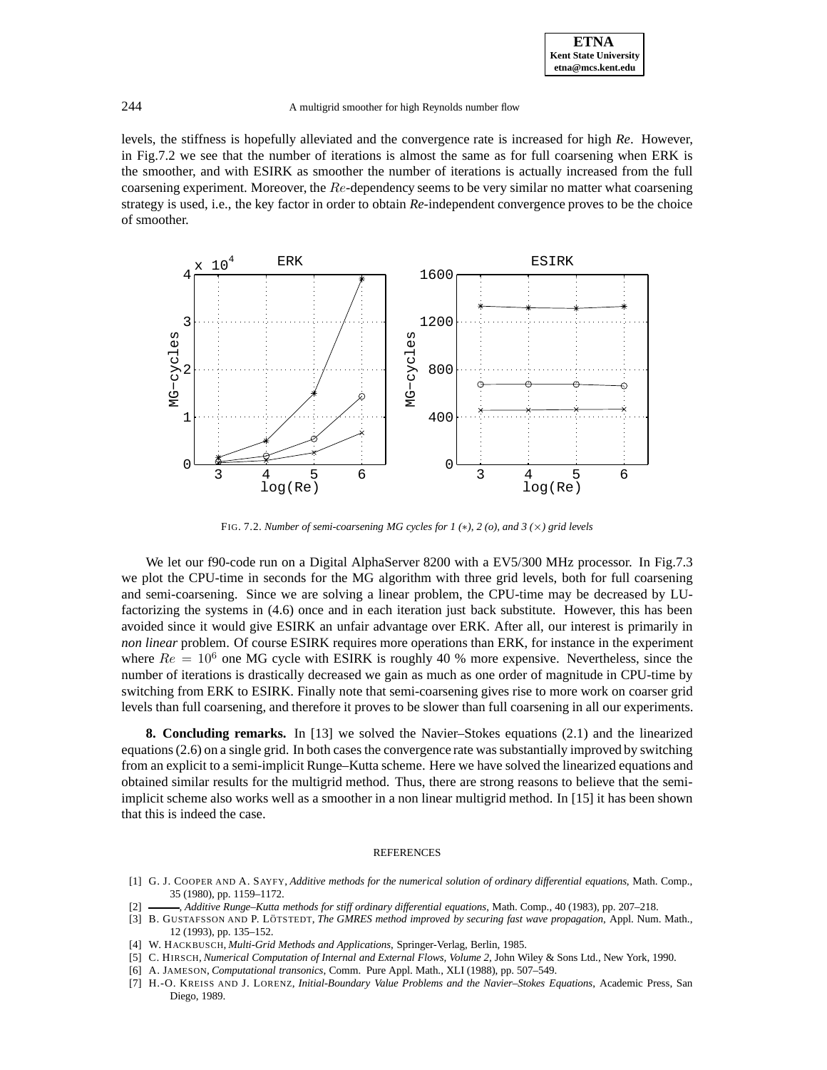levels, the stiffness is hopefully alleviated and the convergence rate is increased for high *Re*. However, in Fig.7.2 we see that the number of iterations is almost the same as for full coarsening when ERK is the smoother, and with ESIRK as smoother the number of iterations is actually increased from the full coarsening experiment. Moreover, the $Re$-dependency seems to be very similar no matter what coarsening strategy is used, i.e., the key factor in order to obtain *Re*-independent convergence proves to be the choice of smoother.

FIG. 7.2. *Number of semi-coarsening MG cycles for 1 ($*$), 2 ($\circ$), and 3 ($\times$) grid levels*

We let our f90-code run on a Digital AlphaServer 8200 with a EV5/300 MHz processor. In Fig.7.3 we plot the CPU-time in seconds for the MG algorithm with three grid levels, both for full coarsening and semi-coarsening. Since we are solving a linear problem, the CPU-time may be decreased by LU-factorizing the systems in (4.6) once and in each iteration just back substitute. However, this has been avoided since it would give ESIRK an unfair advantage over ERK. After all, our interest is primarily in *non linear* problem. Of course ESIRK requires more operations than ERK, for instance in the experiment where $Re = 10^6$ one MG cycle with ESIRK is roughly 40 % more expensive. Nevertheless, since the number of iterations is drastically decreased we gain as much as one order of magnitude in CPU-time by switching from ERK to ESIRK. Finally note that semi-coarsening gives rise to more work on coarser grid levels than full coarsening, and therefore it proves to be slower than full coarsening in all our experiments.

**8. Concluding remarks.** In [13] we solved the Navier–Stokes equations (2.1) and the linearized equations (2.6) on a single grid. In both cases the convergence rate was substantially improved by switching from an explicit to a semi-implicit Runge–Kutta scheme. Here we have solved the linearized equations and obtained similar results for the multigrid method. Thus, there are strong reasons to believe that the semi-implicit scheme also works well as a smoother in a non linear multigrid method. In [15] it has been shown that this is indeed the case.

## REFERENCES

[1] G. J. COOPER AND A. SAYFY, *Additive methods for the numerical solution of ordinary differential equations*, Math. Comp., 35 (1980), pp. 1159–1172.

[2] ———, *Additive Runge–Kutta methods for stiff ordinary differential equations*, Math. Comp., 40 (1983), pp. 207–218.

[3] B. GUSTAFSSON AND P. LÖTSTEDT, *The GMRES method improved by securing fast wave propagation*, Appl. Num. Math., 12 (1993), pp. 135–152.

[4] W. HACKBUSCH, *Multi-Grid Methods and Applications*, Springer-Verlag, Berlin, 1985.

[5] C. HIRSCH, *Numerical Computation of Internal and External Flows, Volume 2*, John Wiley & Sons Ltd., New York, 1990.

[6] A. JAMESON, *Computational transonics*, Comm. Pure Appl. Math., XLI (1988), pp. 507–549.

[7] H.-O. KREISS AND J. LORENZ, *Initial-Boundary Value Problems and the Navier–Stokes Equations*, Academic Press, San Diego, 1989.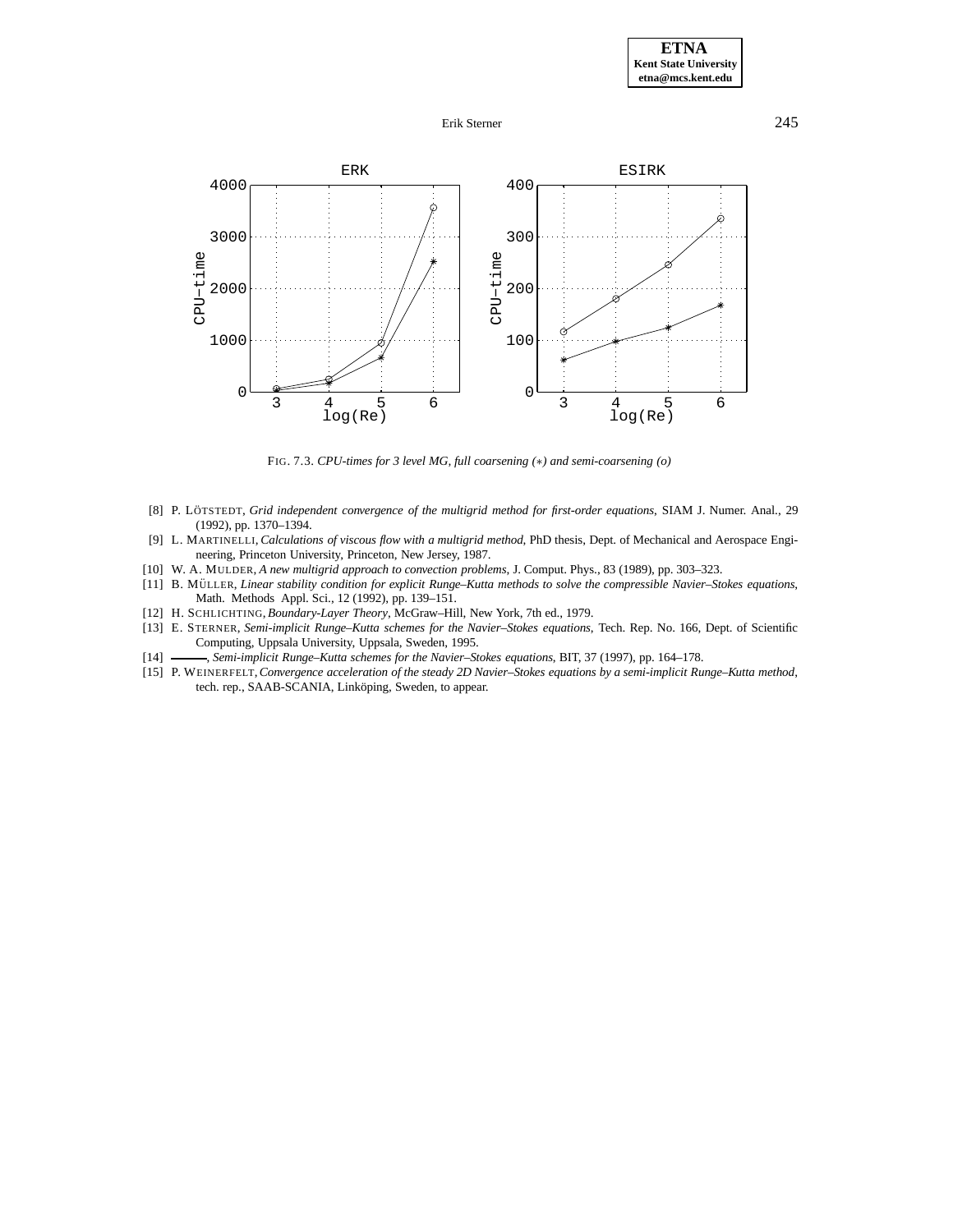ERK

4000
3000
2000
1000
0

CPU–time

3 4 5 6

log(Re)

ESIRK

400
300
200
100
0

CPU–time

3 4 5 6

log(Re)

FIG. 7.3. *CPU-times for 3 level MG, full coarsening (∗) and semi-coarsening (o)*

[8] P. LÖTSTEDT, *Grid independent convergence of the multigrid method for first-order equations*, SIAM J. Numer. Anal., 29 (1992), pp. 1370–1394.

[9] L. MARTINELLI, *Calculations of viscous flow with a multigrid method*, PhD thesis, Dept. of Mechanical and Aerospace Engineering, Princeton University, Princeton, New Jersey, 1987.

[10] W. A. MULDER, *A new multigrid approach to convection problems*, J. Comput. Phys., 83 (1989), pp. 303–323.

[11] B. MÜLLER, *Linear stability condition for explicit Runge–Kutta methods to solve the compressible Navier–Stokes equations*, Math. Methods Appl. Sci., 12 (1992), pp. 139–151.

[12] H. SCHLICHTING, *Boundary-Layer Theory*, McGraw–Hill, New York, 7th ed., 1979.

[13] E. STERNER, *Semi-implicit Runge–Kutta schemes for the Navier–Stokes equations*, Tech. Rep. No. 166, Dept. of Scientific Computing, Uppsala University, Uppsala, Sweden, 1995.

[14] ———, *Semi-implicit Runge–Kutta schemes for the Navier–Stokes equations*, BIT, 37 (1997), pp. 164–178.

[15] P. WEINERFELT, *Convergence acceleration of the steady 2D Navier–Stokes equations by a semi-implicit Runge–Kutta method*, tech. rep., SAAB-SCANIA, Linköping, Sweden, to appear.